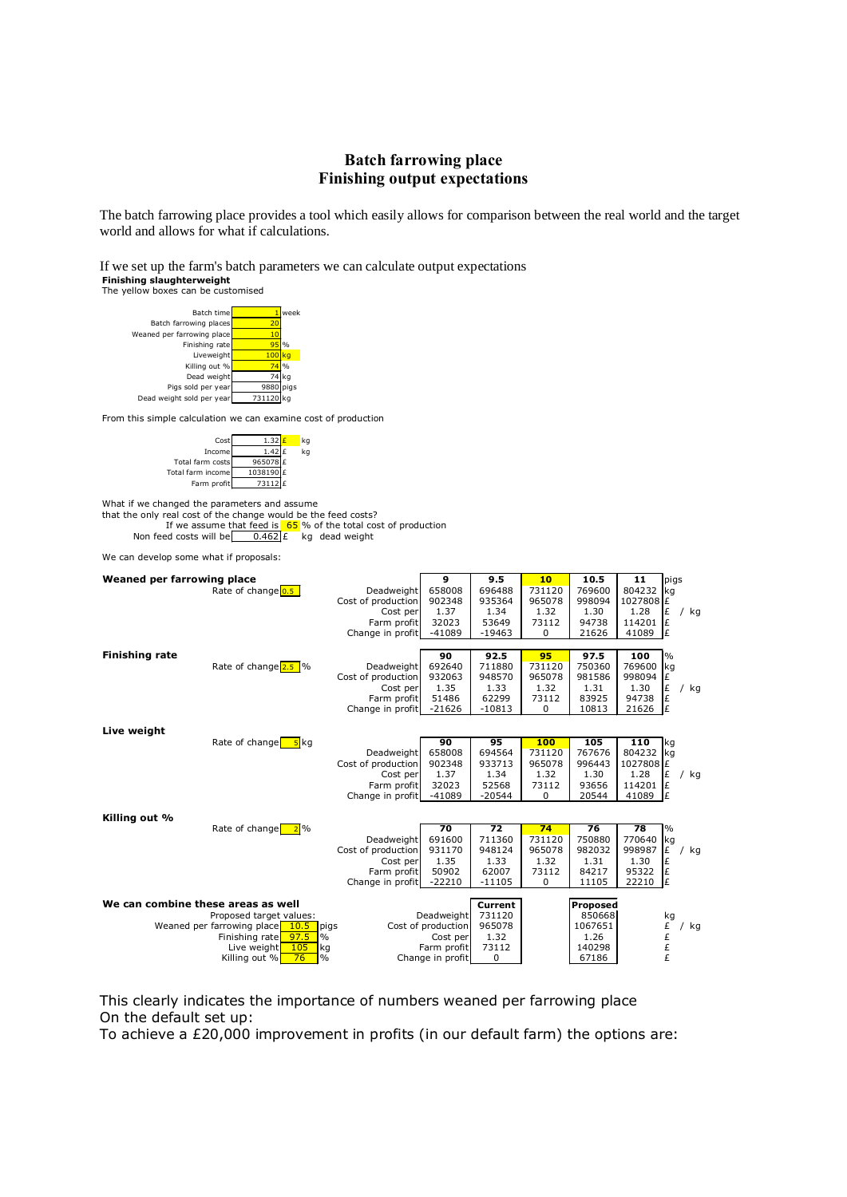# Batch farrowing place
# Finishing output expectations

The batch farrowing place provides a tool which easily allows for comparison between the real world and the target world and allows for what if calculations.

If we set up the farm's batch parameters we can calculate output expectations

**Finishing slaughterweight**

The yellow boxes can be customised

| | | |
|---|---|---|
| Batch time | 1 | week |
| Batch farrowing places | 20 | |
| Weaned per farrowing place | 10 | |
| Finishing rate | 95 | % |
| Liveweight | 100 | kg |
| Killing out % | 74 | % |
| Dead weight | 74 | kg |
| Pigs sold per year | 9880 | pigs |
| Dead weight sold per year | 731120 | kg |

From this simple calculation we can examine cost of production

| | | | |
|---|---|---|---|
| Cost | 1.32 | £ | kg |
| Income | 1.42 | £ | kg |
| Total farm costs | 965078 | £ | |
| Total farm income | 1038190 | £ | |
| Farm profit | 73112 | £ | |

What if we changed the parameters and assume that the only real cost of the change would be the feed costs?

If we assume that feed is 65 % of the total cost of production

Non feed costs will be 0.462 £ kg dead weight

We can develop some what if proposals:

**Weaned per farrowing place**

Rate of change 0.5

| | 9 | 9.5 | 10 | 10.5 | 11 | pigs |
|---|---|---|---|---|---|---|
| Deadweight | 658008 | 696488 | 731120 | 769600 | 804232 | kg |
| Cost of production | 902348 | 935364 | 965078 | 998094 | 1027808 | £ |
| Cost per | 1.37 | 1.34 | 1.32 | 1.30 | 1.28 | £ / kg |
| Farm profit | 32023 | 53649 | 73112 | 94738 | 114201 | £ |
| Change in profit | -41089 | -19463 | 0 | 21626 | 41089 | £ |

**Finishing rate**

Rate of change 2.5 %

| | 90 | 92.5 | 95 | 97.5 | 100 | % |
|---|---|---|---|---|---|---|
| Deadweight | 692640 | 711880 | 731120 | 750360 | 769600 | kg |
| Cost of production | 932063 | 948570 | 965078 | 981586 | 998094 | £ |
| Cost per | 1.35 | 1.33 | 1.32 | 1.31 | 1.30 | £ / kg |
| Farm profit | 51486 | 62299 | 73112 | 83925 | 94738 | £ |
| Change in profit | -21626 | -10813 | 0 | 10813 | 21626 | £ |

**Live weight**

Rate of change 5 kg

| | 90 | 95 | 100 | 105 | 110 | kg |
|---|---|---|---|---|---|---|
| Deadweight | 658008 | 694564 | 731120 | 767676 | 804232 | kg |
| Cost of production | 902348 | 933713 | 965078 | 996443 | 1027808 | £ |
| Cost per | 1.37 | 1.34 | 1.32 | 1.30 | 1.28 | £ / kg |
| Farm profit | 32023 | 52568 | 73112 | 93656 | 114201 | £ |
| Change in profit | -41089 | -20544 | 0 | 20544 | 41089 | £ |

**Killing out %**

Rate of change 2 %

| | 70 | 72 | 74 | 76 | 78 | % |
|---|---|---|---|---|---|---|
| Deadweight | 691600 | 711360 | 731120 | 750880 | 770640 | kg |
| Cost of production | 931170 | 948124 | 965078 | 982032 | 998987 | £ / kg |
| Cost per | 1.35 | 1.33 | 1.32 | 1.31 | 1.30 | £ |
| Farm profit | 50902 | 62007 | 73112 | 84217 | 95322 | £ |
| Change in profit | -22210 | -11105 | 0 | 11105 | 22210 | £ |

**We can combine these areas as well**

Proposed target values:

| | | |
|---|---|---|
| Weaned per farrowing place | 10.5 | pigs |
| Finishing rate | 97.5 | % |
| Live weight | 105 | kg |
| Killing out % | 76 | % |

| | Current | Proposed | |
|---|---|---|---|
| Deadweight | 731120 | 850668 | kg |
| Cost of production | 965078 | 1067651 | £ / kg |
| Cost per | 1.32 | 1.26 | £ |
| Farm profit | 73112 | 140298 | £ |
| Change in profit | 0 | 67186 | £ |

This clearly indicates the importance of numbers weaned per farrowing place

On the default set up:

To achieve a £20,000 improvement in profits (in our default farm) the options are: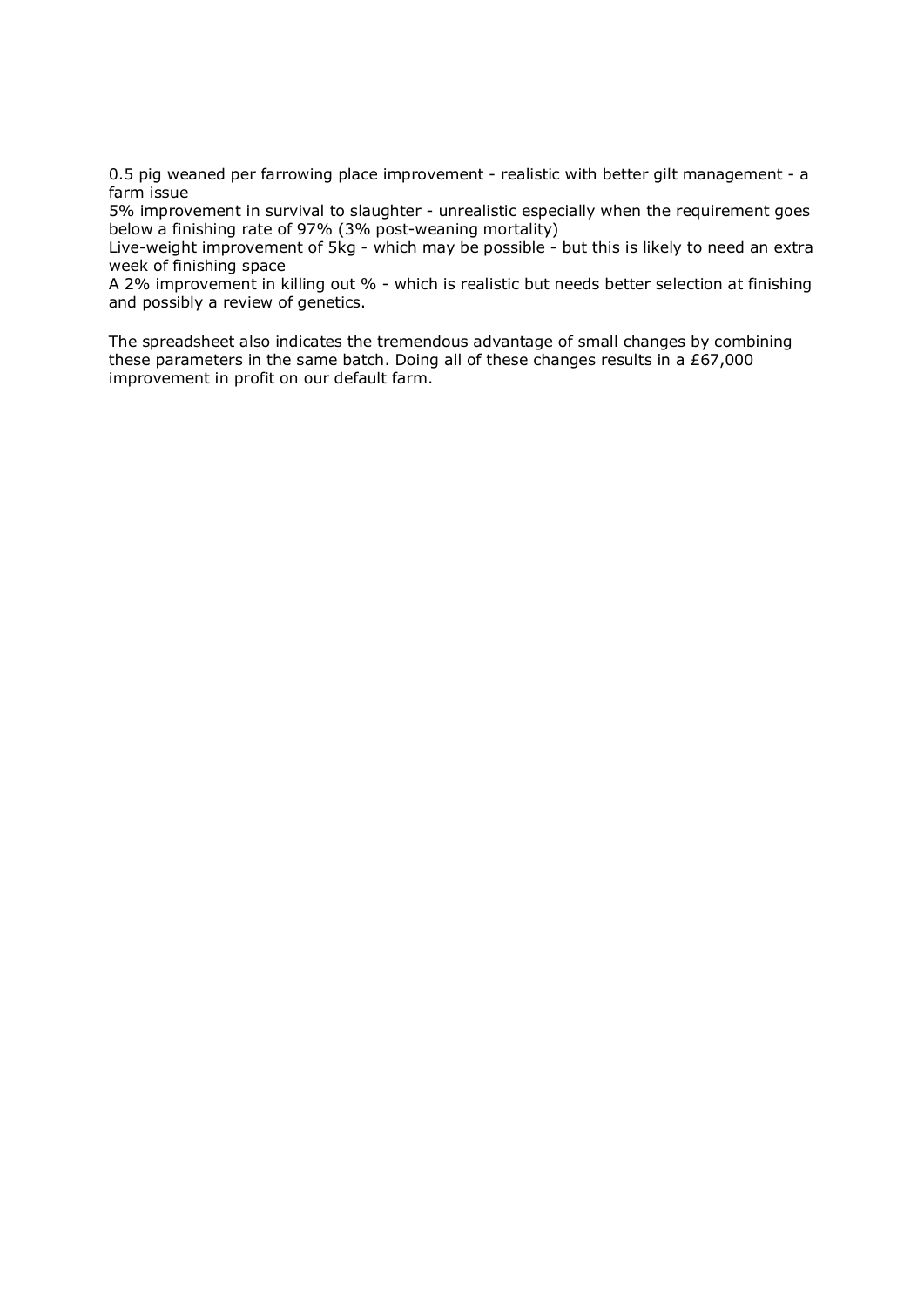0.5 pig weaned per farrowing place improvement - realistic with better gilt management - a farm issue
5% improvement in survival to slaughter - unrealistic especially when the requirement goes below a finishing rate of 97% (3% post-weaning mortality)
Live-weight improvement of 5kg - which may be possible - but this is likely to need an extra week of finishing space
A 2% improvement in killing out % - which is realistic but needs better selection at finishing and possibly a review of genetics.

The spreadsheet also indicates the tremendous advantage of small changes by combining these parameters in the same batch. Doing all of these changes results in a £67,000 improvement in profit on our default farm.